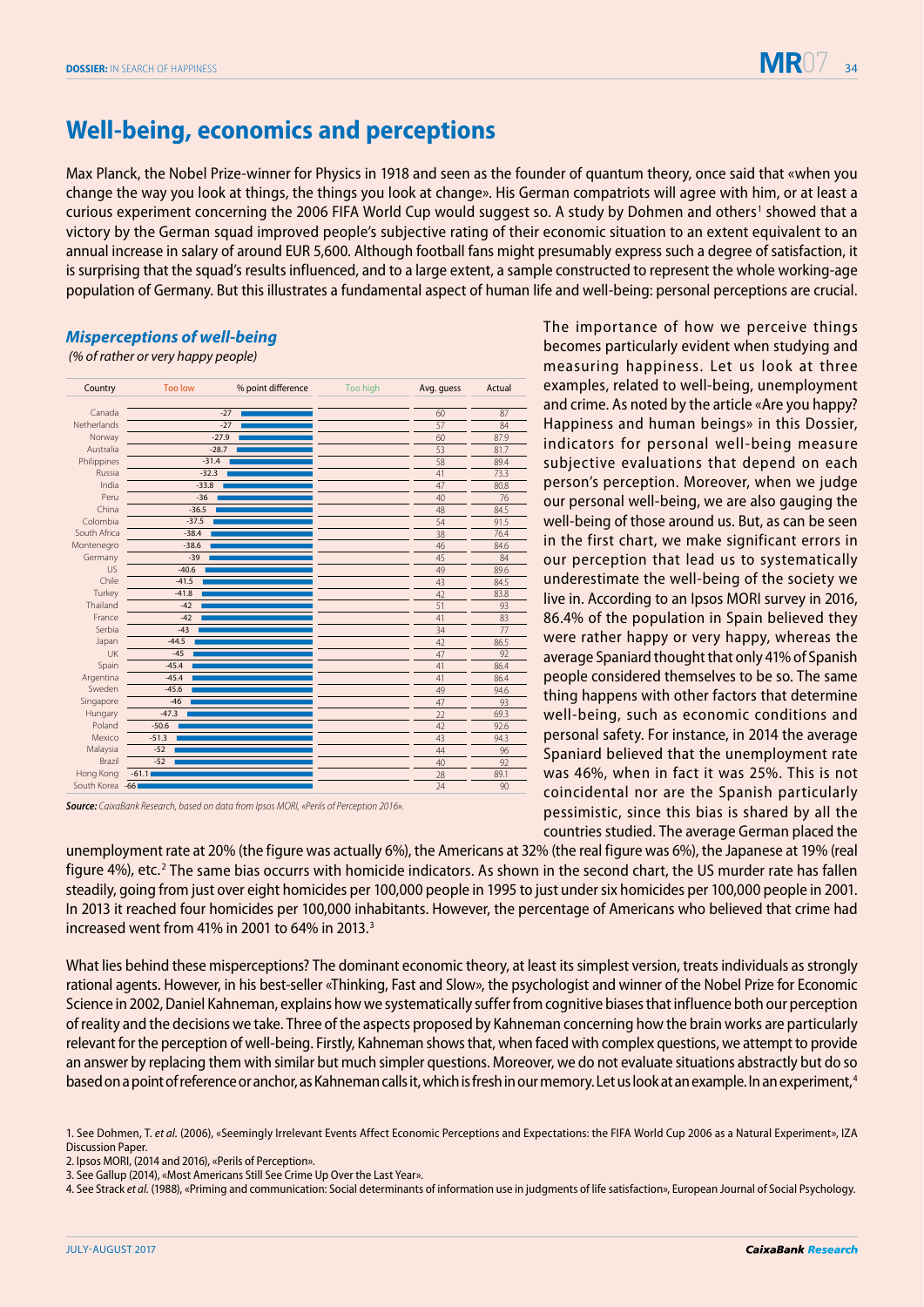# Well-being, economics and perceptions

Max Planck, the Nobel Prize-winner for Physics in 1918 and seen as the founder of quantum theory, once said that «when you change the way you look at things, the things you look at change». His German compatriots will agree with him, or at least a curious experiment concerning the 2006 FIFA World Cup would suggest so. A study by Dohmen and others[1] showed that a victory by the German squad improved people's subjective rating of their economic situation to an extent equivalent to an annual increase in salary of around EUR 5,600. Although football fans might presumably express such a degree of satisfaction, it is surprising that the squad's results influenced, and to a large extent, a sample constructed to represent the whole working-age population of Germany. But this illustrates a fundamental aspect of human life and well-being: personal perceptions are crucial.

***Misperceptions of well-being***

*(% of rather or very happy people)*

| Country | Too low (% point difference) | Too high | Avg. guess | Actual |
|---|---|---|---|---|
| Canada | -27 | | 60 | 87 |
| Netherlands | -27 | | 57 | 84 |
| Norway | -27.9 | | 60 | 87.9 |
| Australia | -28.7 | | 53 | 81.7 |
| Philippines | -31.4 | | 58 | 89.4 |
| Russia | -32.3 | | 41 | 73.3 |
| India | -33.8 | | 47 | 80.8 |
| Peru | -36 | | 40 | 76 |
| China | -36.5 | | 48 | 84.5 |
| Colombia | -37.5 | | 54 | 91.5 |
| South Africa | -38.4 | | 38 | 76.4 |
| Montenegro | -38.6 | | 46 | 84.6 |
| Germany | -39 | | 45 | 84 |
| US | -40.6 | | 49 | 89.6 |
| Chile | -41.5 | | 43 | 84.5 |
| Turkey | -41.8 | | 42 | 83.8 |
| Thailand | -42 | | 51 | 93 |
| France | -42 | | 41 | 83 |
| Serbia | -43 | | 34 | 77 |
| Japan | -44.5 | | 42 | 86.5 |
| UK | -45 | | 47 | 92 |
| Spain | -45.4 | | 41 | 86.4 |
| Argentina | -45.4 | | 41 | 86.4 |
| Sweden | -45.6 | | 49 | 94.6 |
| Singapore | -46 | | 47 | 93 |
| Hungary | -47.3 | | 22 | 69.3 |
| Poland | -50.6 | | 42 | 92.6 |
| Mexico | -51.3 | | 43 | 94.3 |
| Malaysia | -52 | | 44 | 96 |
| Brazil | -52 | | 40 | 92 |
| Hong Kong | -61.1 | | 28 | 89.1 |
| South Korea | -66 | | 24 | 90 |

***Source:*** *CaixaBank Research, based on data from Ipsos MORI, «Perils of Perception 2016».*

The importance of how we perceive things becomes particularly evident when studying and measuring happiness. Let us look at three examples, related to well-being, unemployment and crime. As noted by the article «Are you happy? Happiness and human beings» in this Dossier, indicators for personal well-being measure subjective evaluations that depend on each person's perception. Moreover, when we judge our personal well-being, we are also gauging the well-being of those around us. But, as can be seen in the first chart, we make significant errors in our perception that lead us to systematically underestimate the well-being of the society we live in. According to an Ipsos MORI survey in 2016, 86.4% of the population in Spain believed they were rather happy or very happy, whereas the average Spaniard thought that only 41% of Spanish people considered themselves to be so. The same thing happens with other factors that determine well-being, such as economic conditions and personal safety. For instance, in 2014 the average Spaniard believed that the unemployment rate was 46%, when in fact it was 25%. This is not coincidental nor are the Spanish particularly pessimistic, since this bias is shared by all the countries studied. The average German placed the unemployment rate at 20% (the figure was actually 6%), the Americans at 32% (the real figure was 6%), the Japanese at 19% (real figure 4%), etc.[2] The same bias occurrs with homicide indicators. As shown in the second chart, the US murder rate has fallen steadily, going from just over eight homicides per 100,000 people in 1995 to just under six homicides per 100,000 people in 2001. In 2013 it reached four homicides per 100,000 inhabitants. However, the percentage of Americans who believed that crime had increased went from 41% in 2001 to 64% in 2013.[3]

What lies behind these misperceptions? The dominant economic theory, at least its simplest version, treats individuals as strongly rational agents. However, in his best-seller «Thinking, Fast and Slow», the psychologist and winner of the Nobel Prize for Economic Science in 2002, Daniel Kahneman, explains how we systematically suffer from cognitive biases that influence both our perception of reality and the decisions we take. Three of the aspects proposed by Kahneman concerning how the brain works are particularly relevant for the perception of well-being. Firstly, Kahneman shows that, when faced with complex questions, we attempt to provide an answer by replacing them with similar but much simpler questions. Moreover, we do not evaluate situations abstractly but do so based on a point of reference or anchor, as Kahneman calls it, which is fresh in our memory. Let us look at an example. In an experiment,[4]

1. See Dohmen, T. *et al.* (2006), «Seemingly Irrelevant Events Affect Economic Perceptions and Expectations: the FIFA World Cup 2006 as a Natural Experiment», IZA Discussion Paper.
2. Ipsos MORI, (2014 and 2016), «Perils of Perception».
3. See Gallup (2014), «Most Americans Still See Crime Up Over the Last Year».
4. See Strack *et al.* (1988), «Priming and communication: Social determinants of information use in judgments of life satisfaction», European Journal of Social Psychology.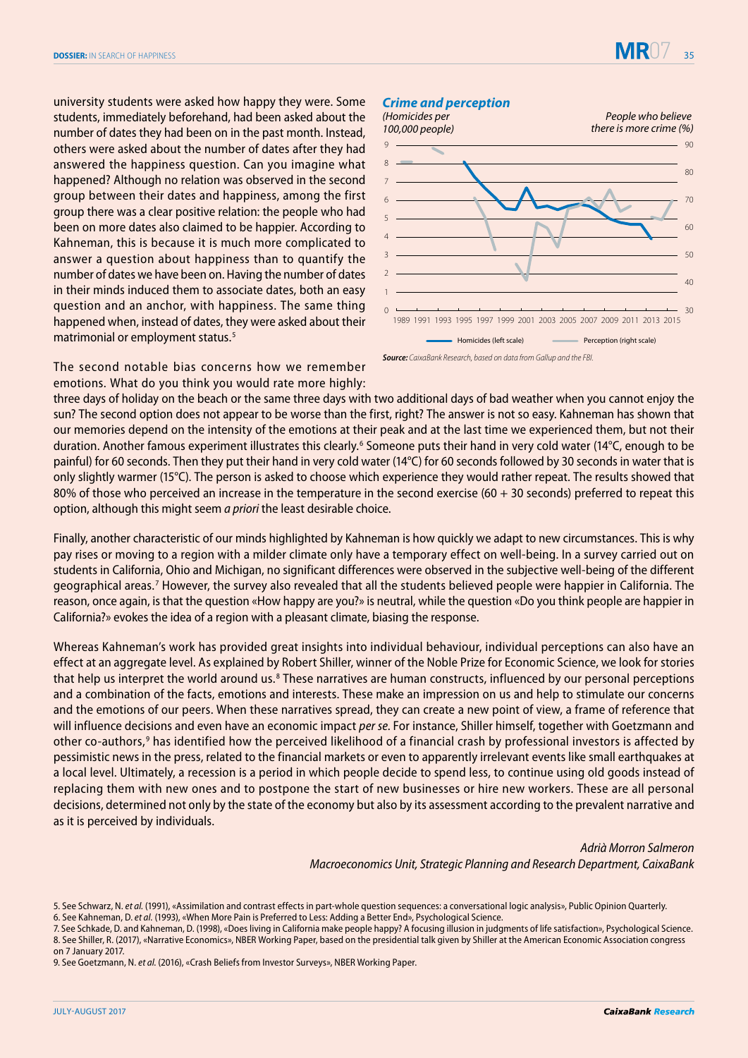university students were asked how happy they were. Some students, immediately beforehand, had been asked about the number of dates they had been on in the past month. Instead, others were asked about the number of dates after they had answered the happiness question. Can you imagine what happened? Although no relation was observed in the second group between their dates and happiness, among the first group there was a clear positive relation: the people who had been on more dates also claimed to be happier. According to Kahneman, this is because it is much more complicated to answer a question about happiness than to quantify the number of dates we have been on. Having the number of dates in their minds induced them to associate dates, both an easy question and an anchor, with happiness. The same thing happened when, instead of dates, they were asked about their matrimonial or employment status.[5]

***Crime and perception***

*(Homicides per 100,000 people)*

*People who believe there is more crime (%)*

9 8 7 6 5 4 3 2 1 0

90 80 70 60 50 40 30

1989 1991 1993 1995 1997 1999 2001 2003 2005 2007 2009 2011 2013 2015

Homicides (left scale)

Perception (right scale)

***Source:*** *CaixaBank Research, based on data from Gallup and the FBI.*

The second notable bias concerns how we remember emotions. What do you think you would rate more highly: three days of holiday on the beach or the same three days with two additional days of bad weather when you cannot enjoy the sun? The second option does not appear to be worse than the first, right? The answer is not so easy. Kahneman has shown that our memories depend on the intensity of the emotions at their peak and at the last time we experienced them, but not their duration. Another famous experiment illustrates this clearly.[6] Someone puts their hand in very cold water (14°C, enough to be painful) for 60 seconds. Then they put their hand in very cold water (14°C) for 60 seconds followed by 30 seconds in water that is only slightly warmer (15°C). The person is asked to choose which experience they would rather repeat. The results showed that 80% of those who perceived an increase in the temperature in the second exercise (60 + 30 seconds) preferred to repeat this option, although this might seem *a priori* the least desirable choice.

Finally, another characteristic of our minds highlighted by Kahneman is how quickly we adapt to new circumstances. This is why pay rises or moving to a region with a milder climate only have a temporary effect on well-being. In a survey carried out on students in California, Ohio and Michigan, no significant differences were observed in the subjective well-being of the different geographical areas.[7] However, the survey also revealed that all the students believed people were happier in California. The reason, once again, is that the question «How happy are you?» is neutral, while the question «Do you think people are happier in California?» evokes the idea of a region with a pleasant climate, biasing the response.

Whereas Kahneman's work has provided great insights into individual behaviour, individual perceptions can also have an effect at an aggregate level. As explained by Robert Shiller, winner of the Noble Prize for Economic Science, we look for stories that help us interpret the world around us.[8] These narratives are human constructs, influenced by our personal perceptions and a combination of the facts, emotions and interests. These make an impression on us and help to stimulate our concerns and the emotions of our peers. When these narratives spread, they can create a new point of view, a frame of reference that will influence decisions and even have an economic impact *per se*. For instance, Shiller himself, together with Goetzmann and other co-authors,[9] has identified how the perceived likelihood of a financial crash by professional investors is affected by pessimistic news in the press, related to the financial markets or even to apparently irrelevant events like small earthquakes at a local level. Ultimately, a recession is a period in which people decide to spend less, to continue using old goods instead of replacing them with new ones and to postpone the start of new businesses or hire new workers. These are all personal decisions, determined not only by the state of the economy but also by its assessment according to the prevalent narrative and as it is perceived by individuals.

*Adrià Morron Salmeron*
*Macroeconomics Unit, Strategic Planning and Research Department, CaixaBank*

5. See Schwarz, N. *et al.* (1991), «Assimilation and contrast effects in part-whole question sequences: a conversational logic analysis», Public Opinion Quarterly.
6. See Kahneman, D. *et al.* (1993), «When More Pain is Preferred to Less: Adding a Better End», Psychological Science.
7. See Schkade, D. and Kahneman, D. (1998), «Does living in California make people happy? A focusing illusion in judgments of life satisfaction», Psychological Science.
8. See Shiller, R. (2017), «Narrative Economics», NBER Working Paper, based on the presidential talk given by Shiller at the American Economic Association congress on 7 January 2017.
9. See Goetzmann, N. *et al.* (2016), «Crash Beliefs from Investor Surveys», NBER Working Paper.